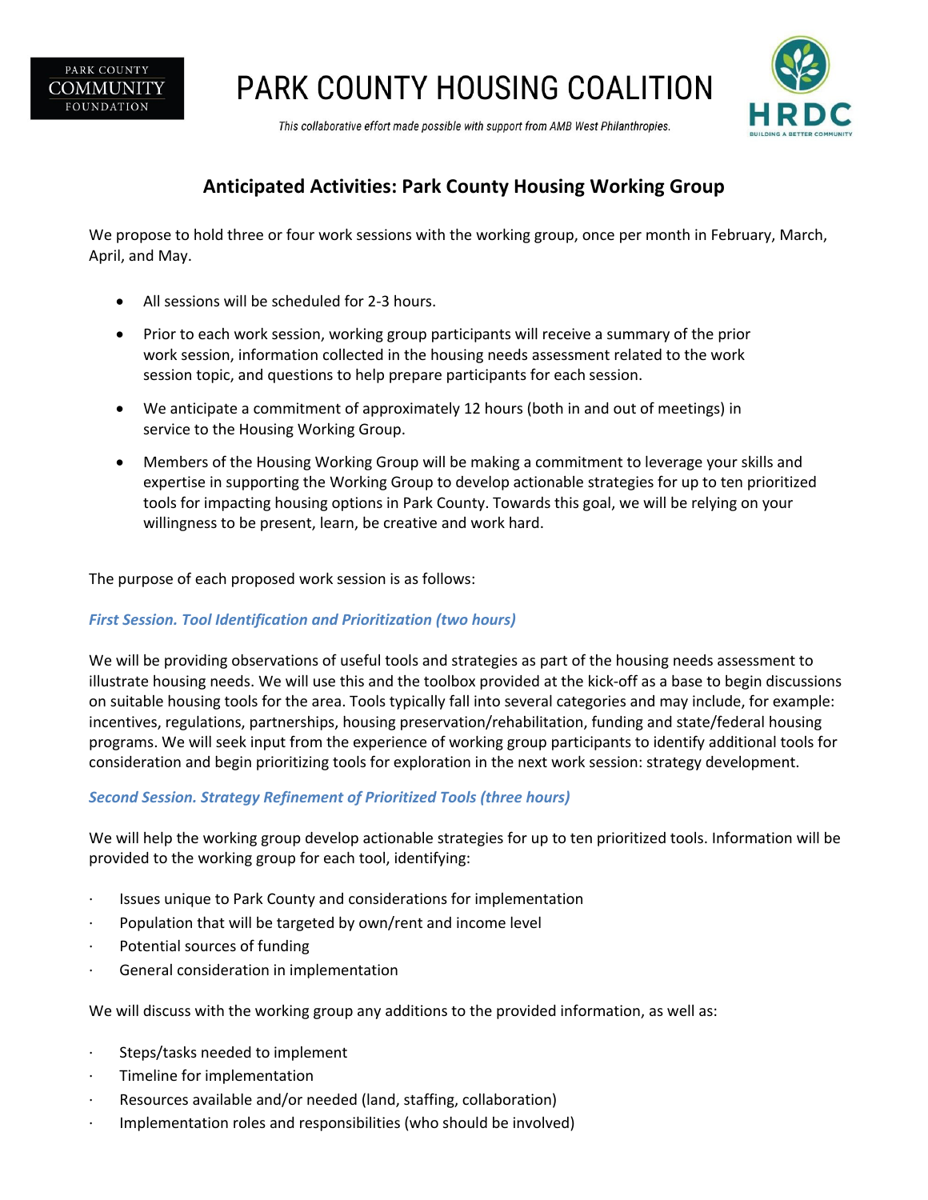# PARK COUNTY HOUSING COALITION

*This collaborative effort made possible with support from AMB West Philanthropies.*

## Anticipated Activities: Park County Housing Working Group

We propose to hold three or four work sessions with the working group, once per month in February, March, April, and May.

- All sessions will be scheduled for 2-3 hours.
- Prior to each work session, working group participants will receive a summary of the prior work session, information collected in the housing needs assessment related to the work session topic, and questions to help prepare participants for each session.
- We anticipate a commitment of approximately 12 hours (both in and out of meetings) in service to the Housing Working Group.
- Members of the Housing Working Group will be making a commitment to leverage your skills and expertise in supporting the Working Group to develop actionable strategies for up to ten prioritized tools for impacting housing options in Park County. Towards this goal, we will be relying on your willingness to be present, learn, be creative and work hard.

The purpose of each proposed work session is as follows:

### *First Session. Tool Identification and Prioritization (two hours)*

We will be providing observations of useful tools and strategies as part of the housing needs assessment to illustrate housing needs. We will use this and the toolbox provided at the kick-off as a base to begin discussions on suitable housing tools for the area. Tools typically fall into several categories and may include, for example: incentives, regulations, partnerships, housing preservation/rehabilitation, funding and state/federal housing programs. We will seek input from the experience of working group participants to identify additional tools for consideration and begin prioritizing tools for exploration in the next work session: strategy development.

### *Second Session. Strategy Refinement of Prioritized Tools (three hours)*

We will help the working group develop actionable strategies for up to ten prioritized tools. Information will be provided to the working group for each tool, identifying:

- Issues unique to Park County and considerations for implementation
- Population that will be targeted by own/rent and income level
- Potential sources of funding
- General consideration in implementation

We will discuss with the working group any additions to the provided information, as well as:

- Steps/tasks needed to implement
- Timeline for implementation
- Resources available and/or needed (land, staffing, collaboration)
- Implementation roles and responsibilities (who should be involved)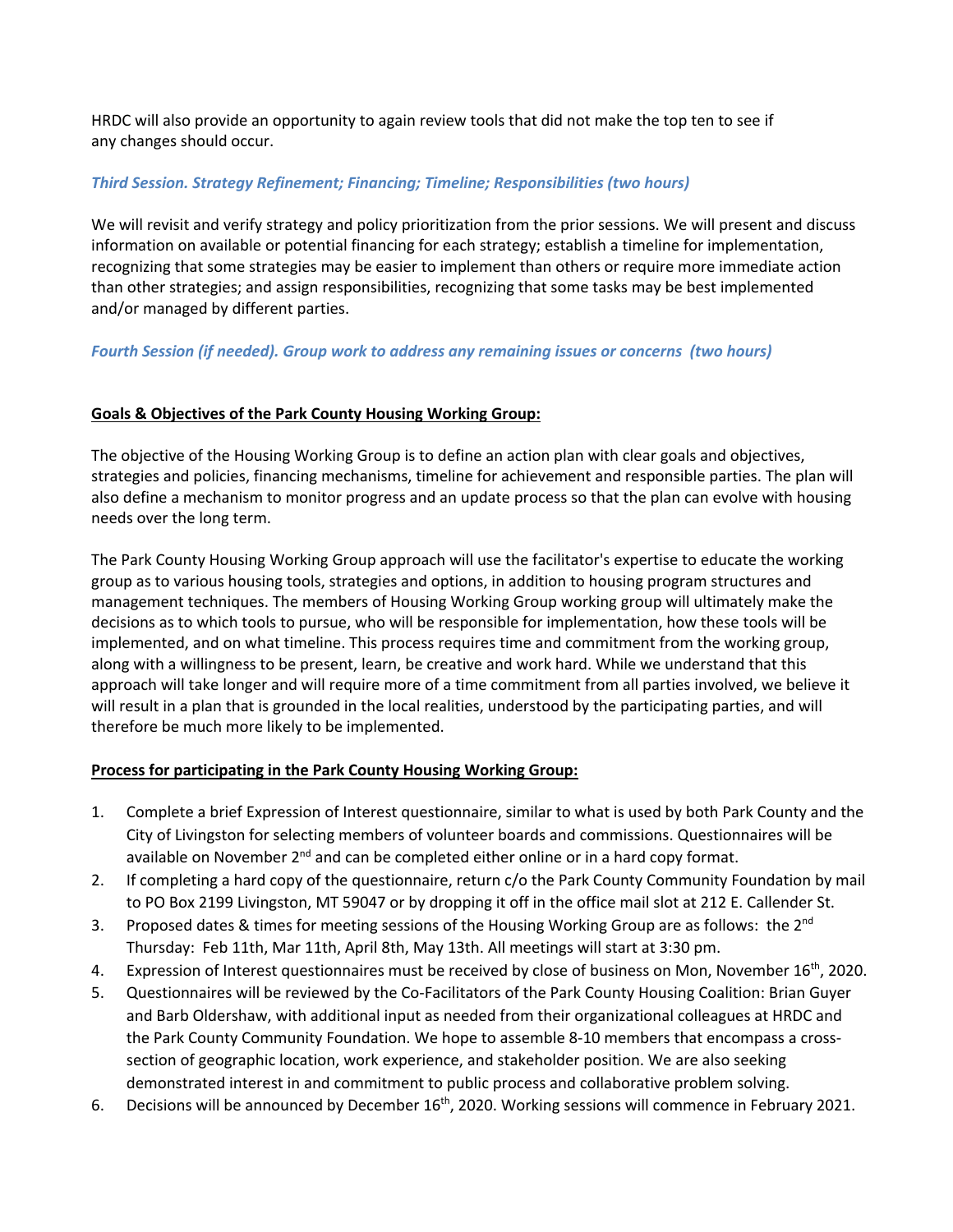HRDC will also provide an opportunity to again review tools that did not make the top ten to see if any changes should occur.

***Third Session. Strategy Refinement; Financing; Timeline; Responsibilities (two hours)***

We will revisit and verify strategy and policy prioritization from the prior sessions. We will present and discuss information on available or potential financing for each strategy; establish a timeline for implementation, recognizing that some strategies may be easier to implement than others or require more immediate action than other strategies; and assign responsibilities, recognizing that some tasks may be best implemented and/or managed by different parties.

***Fourth Session (if needed). Group work to address any remaining issues or concerns (two hours)***

**Goals & Objectives of the Park County Housing Working Group:**

The objective of the Housing Working Group is to define an action plan with clear goals and objectives, strategies and policies, financing mechanisms, timeline for achievement and responsible parties. The plan will also define a mechanism to monitor progress and an update process so that the plan can evolve with housing needs over the long term.

The Park County Housing Working Group approach will use the facilitator's expertise to educate the working group as to various housing tools, strategies and options, in addition to housing program structures and management techniques. The members of Housing Working Group working group will ultimately make the decisions as to which tools to pursue, who will be responsible for implementation, how these tools will be implemented, and on what timeline. This process requires time and commitment from the working group, along with a willingness to be present, learn, be creative and work hard. While we understand that this approach will take longer and will require more of a time commitment from all parties involved, we believe it will result in a plan that is grounded in the local realities, understood by the participating parties, and will therefore be much more likely to be implemented.

**Process for participating in the Park County Housing Working Group:**

1. Complete a brief Expression of Interest questionnaire, similar to what is used by both Park County and the City of Livingston for selecting members of volunteer boards and commissions. Questionnaires will be available on November 2nd and can be completed either online or in a hard copy format.
2. If completing a hard copy of the questionnaire, return c/o the Park County Community Foundation by mail to PO Box 2199 Livingston, MT 59047 or by dropping it off in the office mail slot at 212 E. Callender St.
3. Proposed dates & times for meeting sessions of the Housing Working Group are as follows: the 2nd Thursday: Feb 11th, Mar 11th, April 8th, May 13th. All meetings will start at 3:30 pm.
4. Expression of Interest questionnaires must be received by close of business on Mon, November 16th, 2020.
5. Questionnaires will be reviewed by the Co-Facilitators of the Park County Housing Coalition: Brian Guyer and Barb Oldershaw, with additional input as needed from their organizational colleagues at HRDC and the Park County Community Foundation. We hope to assemble 8-10 members that encompass a cross-section of geographic location, work experience, and stakeholder position. We are also seeking demonstrated interest in and commitment to public process and collaborative problem solving.
6. Decisions will be announced by December 16th, 2020. Working sessions will commence in February 2021.